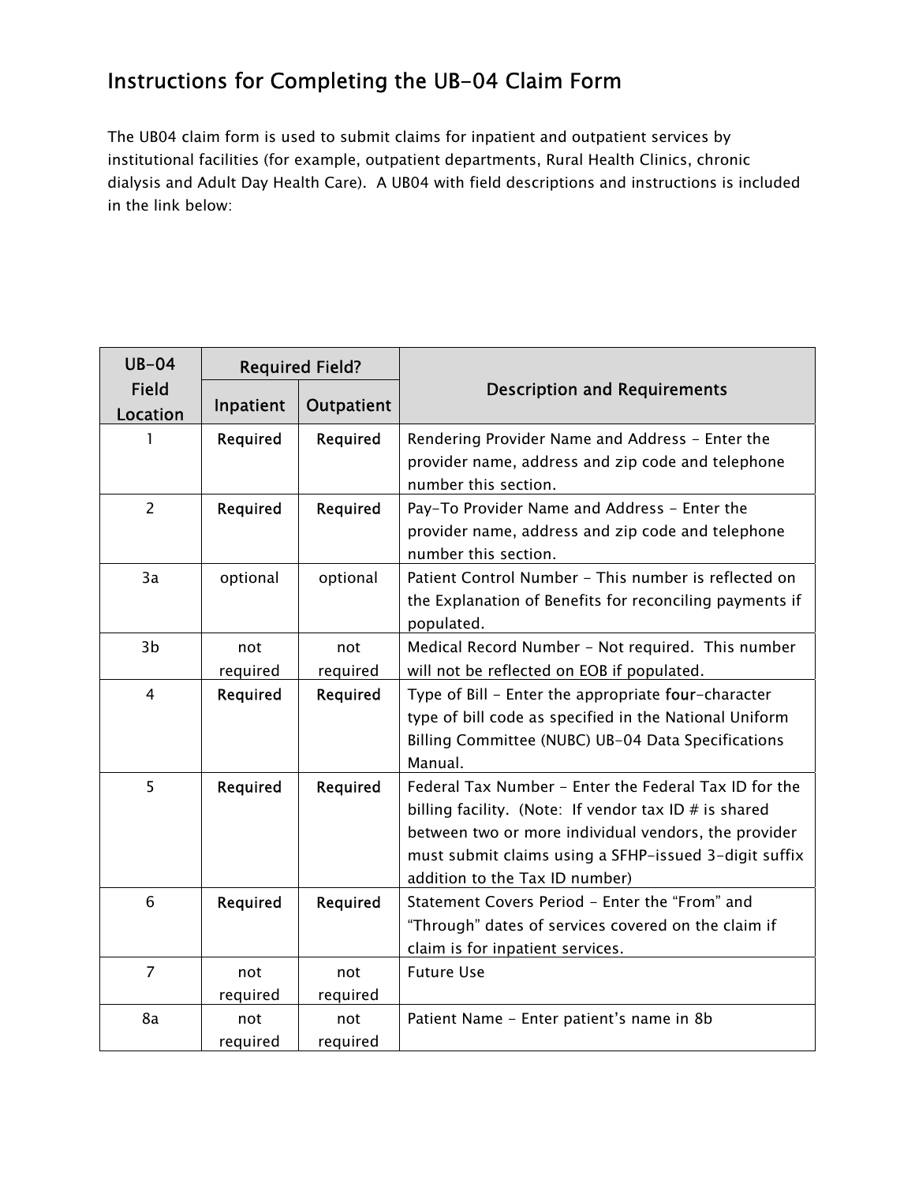# Instructions for Completing the UB-04 Claim Form

The UB04 claim form is used to submit claims for inpatient and outpatient services by institutional facilities (for example, outpatient departments, Rural Health Clinics, chronic dialysis and Adult Day Health Care). A UB04 with field descriptions and instructions is included in the link below:

| UB-04 Field Location | Required Field? | | Description and Requirements |
|---|---|---|---|
| | Inpatient | Outpatient | |
| 1 | Required | Required | Rendering Provider Name and Address - Enter the provider name, address and zip code and telephone number this section. |
| 2 | Required | Required | Pay-To Provider Name and Address - Enter the provider name, address and zip code and telephone number this section. |
| 3a | optional | optional | Patient Control Number - This number is reflected on the Explanation of Benefits for reconciling payments if populated. |
| 3b | not required | not required | Medical Record Number - Not required. This number will not be reflected on EOB if populated. |
| 4 | Required | Required | Type of Bill - Enter the appropriate four-character type of bill code as specified in the National Uniform Billing Committee (NUBC) UB-04 Data Specifications Manual. |
| 5 | Required | Required | Federal Tax Number - Enter the Federal Tax ID for the billing facility. (Note: If vendor tax ID # is shared between two or more individual vendors, the provider must submit claims using a SFHP-issued 3-digit suffix addition to the Tax ID number) |
| 6 | Required | Required | Statement Covers Period - Enter the "From" and "Through" dates of services covered on the claim if claim is for inpatient services. |
| 7 | not required | not required | Future Use |
| 8a | not required | not required | Patient Name - Enter patient's name in 8b |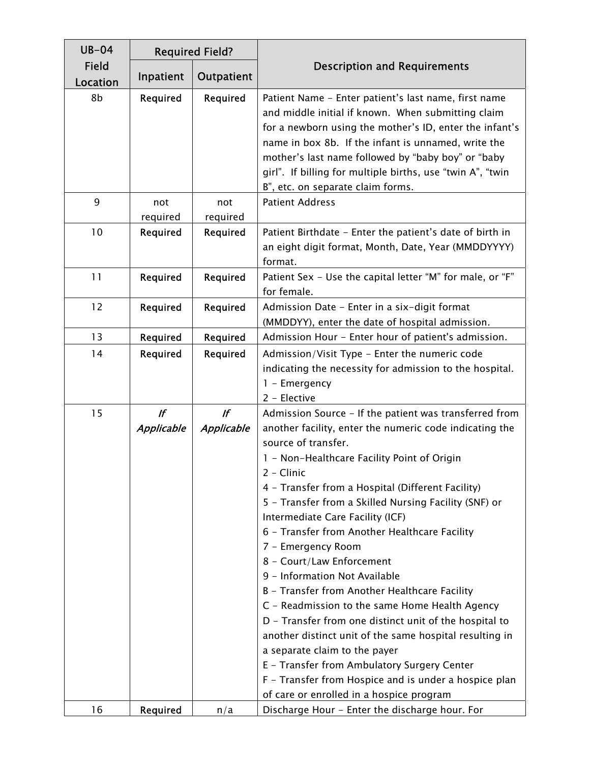| UB-04 Field Location | Required Field? | | Description and Requirements |
|---|---|---|---|
| | Inpatient | Outpatient | |
| 8b | **Required** | **Required** | Patient Name - Enter patient's last name, first name and middle initial if known. When submitting claim for a newborn using the mother's ID, enter the infant's name in box 8b. If the infant is unnamed, write the mother's last name followed by "baby boy" or "baby girl". If billing for multiple births, use "twin A", "twin B", etc. on separate claim forms. |
| 9 | not required | not required | Patient Address |
| 10 | **Required** | **Required** | Patient Birthdate - Enter the patient's date of birth in an eight digit format, Month, Date, Year (MMDDYYYY) format. |
| 11 | **Required** | **Required** | Patient Sex - Use the capital letter "M" for male, or "F" for female. |
| 12 | **Required** | **Required** | Admission Date - Enter in a six-digit format (MMDDYY), enter the date of hospital admission. |
| 13 | **Required** | **Required** | Admission Hour - Enter hour of patient's admission. |
| 14 | **Required** | **Required** | Admission/Visit Type - Enter the numeric code indicating the necessity for admission to the hospital.<br>1 - Emergency<br>2 - Elective |
| 15 | *If Applicable* | *If Applicable* | Admission Source - If the patient was transferred from another facility, enter the numeric code indicating the source of transfer.<br>1 - Non-Healthcare Facility Point of Origin<br>2 - Clinic<br>4 - Transfer from a Hospital (Different Facility)<br>5 - Transfer from a Skilled Nursing Facility (SNF) or Intermediate Care Facility (ICF)<br>6 - Transfer from Another Healthcare Facility<br>7 - Emergency Room<br>8 - Court/Law Enforcement<br>9 - Information Not Available<br>B - Transfer from Another Healthcare Facility<br>C - Readmission to the same Home Health Agency<br>D - Transfer from one distinct unit of the hospital to another distinct unit of the same hospital resulting in a separate claim to the payer<br>E - Transfer from Ambulatory Surgery Center<br>F - Transfer from Hospice and is under a hospice plan of care or enrolled in a hospice program |
| 16 | **Required** | n/a | Discharge Hour - Enter the discharge hour. For |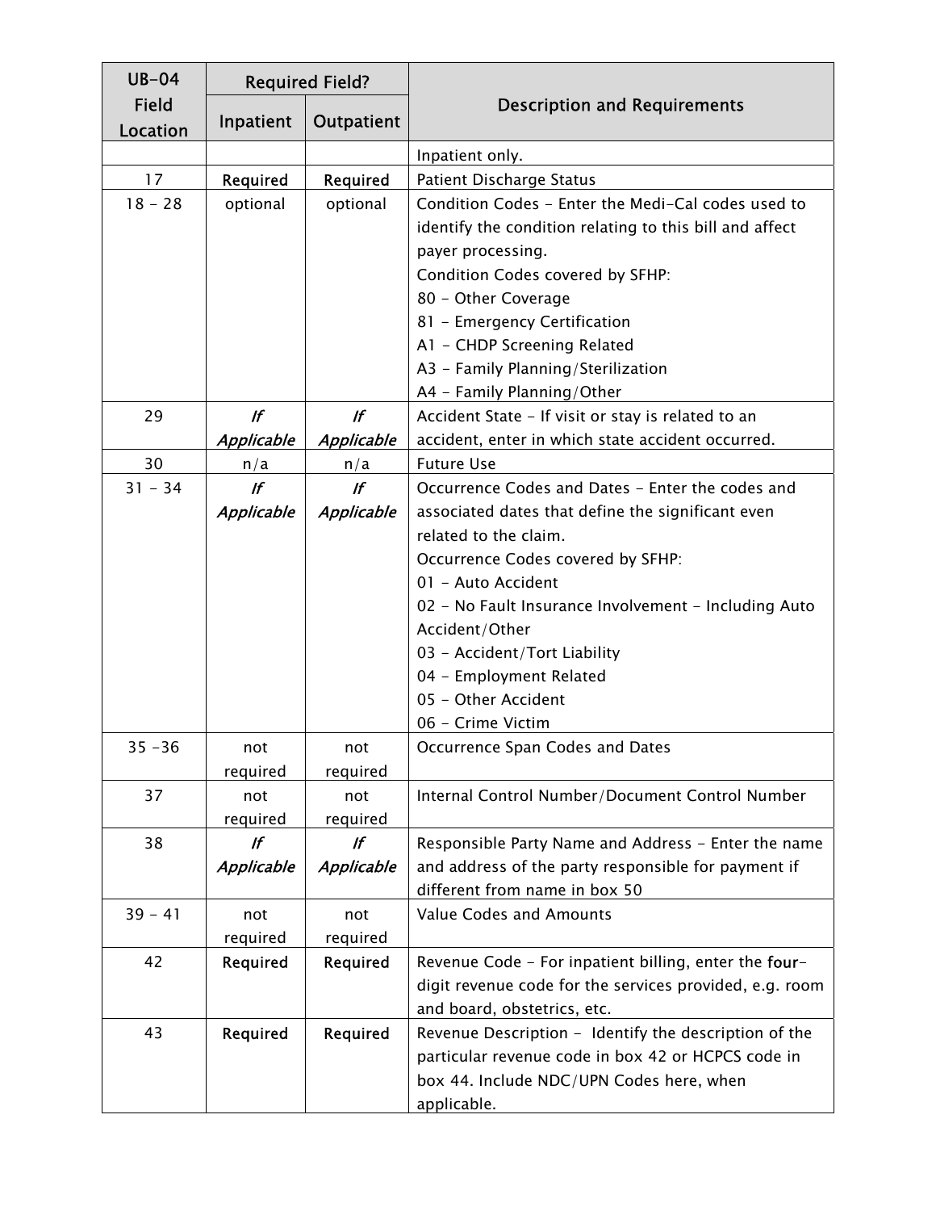| UB-04 Field Location | Required Field? | | Description and Requirements |
|---|---|---|---|
| | Inpatient | Outpatient | |
| | | | Inpatient only. |
| 17 | **Required** | **Required** | Patient Discharge Status |
| 18 – 28 | optional | optional | Condition Codes – Enter the Medi-Cal codes used to identify the condition relating to this bill and affect payer processing.<br>Condition Codes covered by SFHP:<br>80 – Other Coverage<br>81 – Emergency Certification<br>A1 – CHDP Screening Related<br>A3 – Family Planning/Sterilization<br>A4 – Family Planning/Other |
| 29 | ***If Applicable*** | ***If Applicable*** | Accident State – If visit or stay is related to an accident, enter in which state accident occurred. |
| 30 | n/a | n/a | Future Use |
| 31 – 34 | ***If Applicable*** | ***If Applicable*** | Occurrence Codes and Dates – Enter the codes and associated dates that define the significant even related to the claim.<br>Occurrence Codes covered by SFHP:<br>01 – Auto Accident<br>02 – No Fault Insurance Involvement – Including Auto Accident/Other<br>03 – Accident/Tort Liability<br>04 – Employment Related<br>05 – Other Accident<br>06 – Crime Victim |
| 35 –36 | not required | not required | Occurrence Span Codes and Dates |
| 37 | not required | not required | Internal Control Number/Document Control Number |
| 38 | ***If Applicable*** | ***If Applicable*** | Responsible Party Name and Address – Enter the name and address of the party responsible for payment if different from name in box 50 |
| 39 – 41 | not required | not required | Value Codes and Amounts |
| 42 | **Required** | **Required** | Revenue Code – For inpatient billing, enter the **four**-digit revenue code for the services provided, e.g. room and board, obstetrics, etc. |
| 43 | **Required** | **Required** | Revenue Description – Identify the description of the particular revenue code in box 42 or HCPCS code in box 44. Include NDC/UPN Codes here, when applicable. |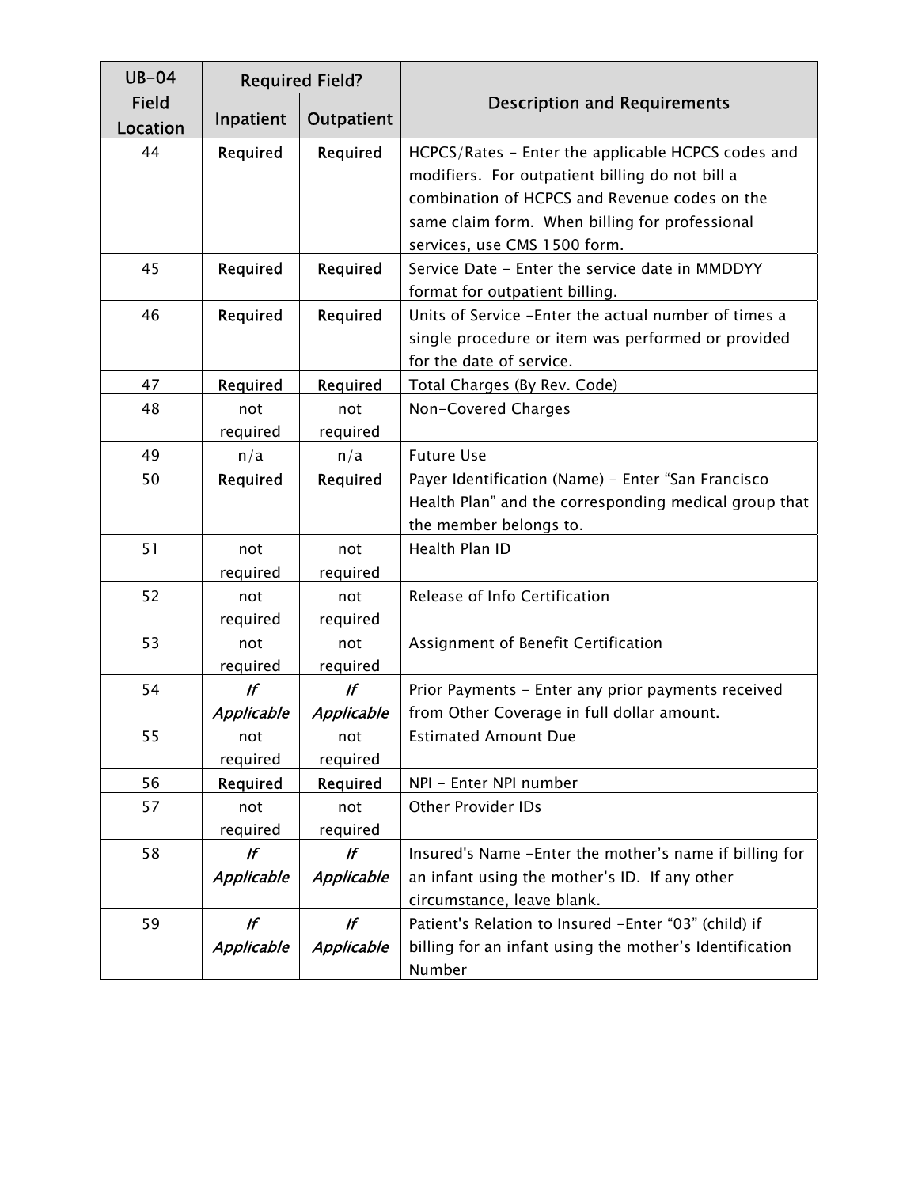| UB-04 Field Location | Required Field? | | Description and Requirements |
|---|---|---|---|
| | **Inpatient** | **Outpatient** | |
| 44 | **Required** | **Required** | HCPCS/Rates - Enter the applicable HCPCS codes and modifiers. For outpatient billing do not bill a combination of HCPCS and Revenue codes on the same claim form. When billing for professional services, use CMS 1500 form. |
| 45 | **Required** | **Required** | Service Date - Enter the service date in MMDDYY format for outpatient billing. |
| 46 | **Required** | **Required** | Units of Service -Enter the actual number of times a single procedure or item was performed or provided for the date of service. |
| 47 | **Required** | **Required** | Total Charges (By Rev. Code) |
| 48 | not required | not required | Non-Covered Charges |
| 49 | n/a | n/a | Future Use |
| 50 | **Required** | **Required** | Payer Identification (Name) - Enter "San Francisco Health Plan" and the corresponding medical group that the member belongs to. |
| 51 | not required | not required | Health Plan ID |
| 52 | not required | not required | Release of Info Certification |
| 53 | not required | not required | Assignment of Benefit Certification |
| 54 | *If Applicable* | *If Applicable* | Prior Payments - Enter any prior payments received from Other Coverage in full dollar amount. |
| 55 | not required | not required | Estimated Amount Due |
| 56 | **Required** | **Required** | NPI - Enter NPI number |
| 57 | not required | not required | Other Provider IDs |
| 58 | *If Applicable* | *If Applicable* | Insured's Name -Enter the mother's name if billing for an infant using the mother's ID. If any other circumstance, leave blank. |
| 59 | *If Applicable* | *If Applicable* | Patient's Relation to Insured -Enter "03" (child) if billing for an infant using the mother's Identification Number |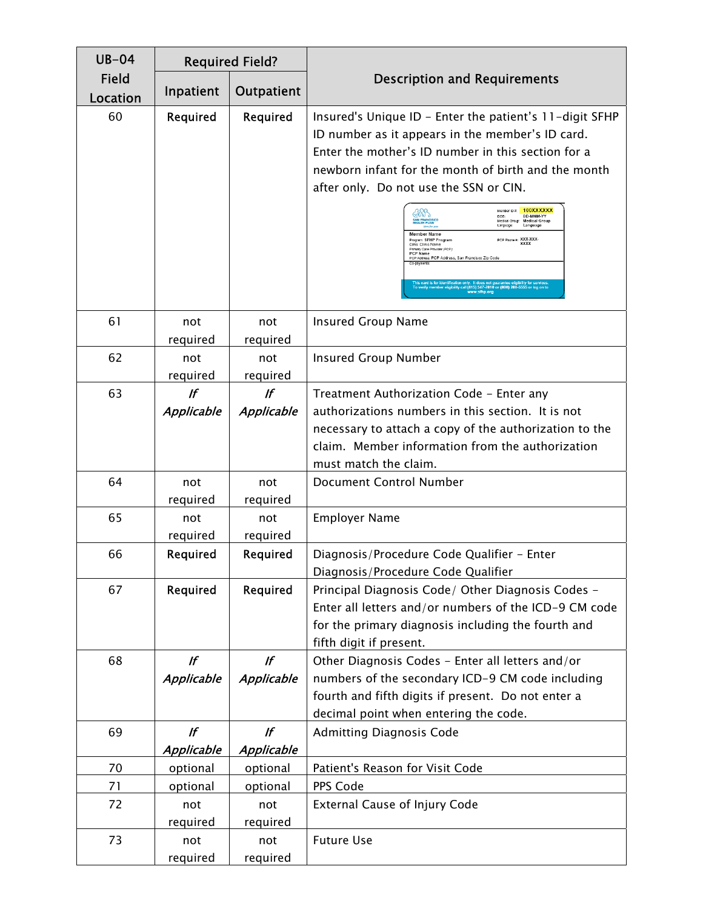| UB-04 Field Location | Required Field? | | Description and Requirements |
|---|---|---|---|
| | Inpatient | Outpatient | |
| 60 | **Required** | **Required** | Insured's Unique ID – Enter the patient's 11-digit SFHP ID number as it appears in the member's ID card. Enter the mother's ID number in this section for a newborn infant for the month of birth and the month after only. Do not use the SSN or CIN. |
| 61 | not required | not required | Insured Group Name |
| 62 | not required | not required | Insured Group Number |
| 63 | *If Applicable* | *If Applicable* | Treatment Authorization Code – Enter any authorizations numbers in this section. It is not necessary to attach a copy of the authorization to the claim. Member information from the authorization must match the claim. |
| 64 | not required | not required | Document Control Number |
| 65 | not required | not required | Employer Name |
| 66 | **Required** | **Required** | Diagnosis/Procedure Code Qualifier – Enter Diagnosis/Procedure Code Qualifier |
| 67 | **Required** | **Required** | Principal Diagnosis Code/ Other Diagnosis Codes – Enter all letters and/or numbers of the ICD-9 CM code for the primary diagnosis including the fourth and fifth digit if present. |
| 68 | *If Applicable* | *If Applicable* | Other Diagnosis Codes – Enter all letters and/or numbers of the secondary ICD-9 CM code including fourth and fifth digits if present. Do not enter a decimal point when entering the code. |
| 69 | *If Applicable* | *If Applicable* | Admitting Diagnosis Code |
| 70 | optional | optional | Patient's Reason for Visit Code |
| 71 | optional | optional | PPS Code |
| 72 | not required | not required | External Cause of Injury Code |
| 73 | not required | not required | Future Use |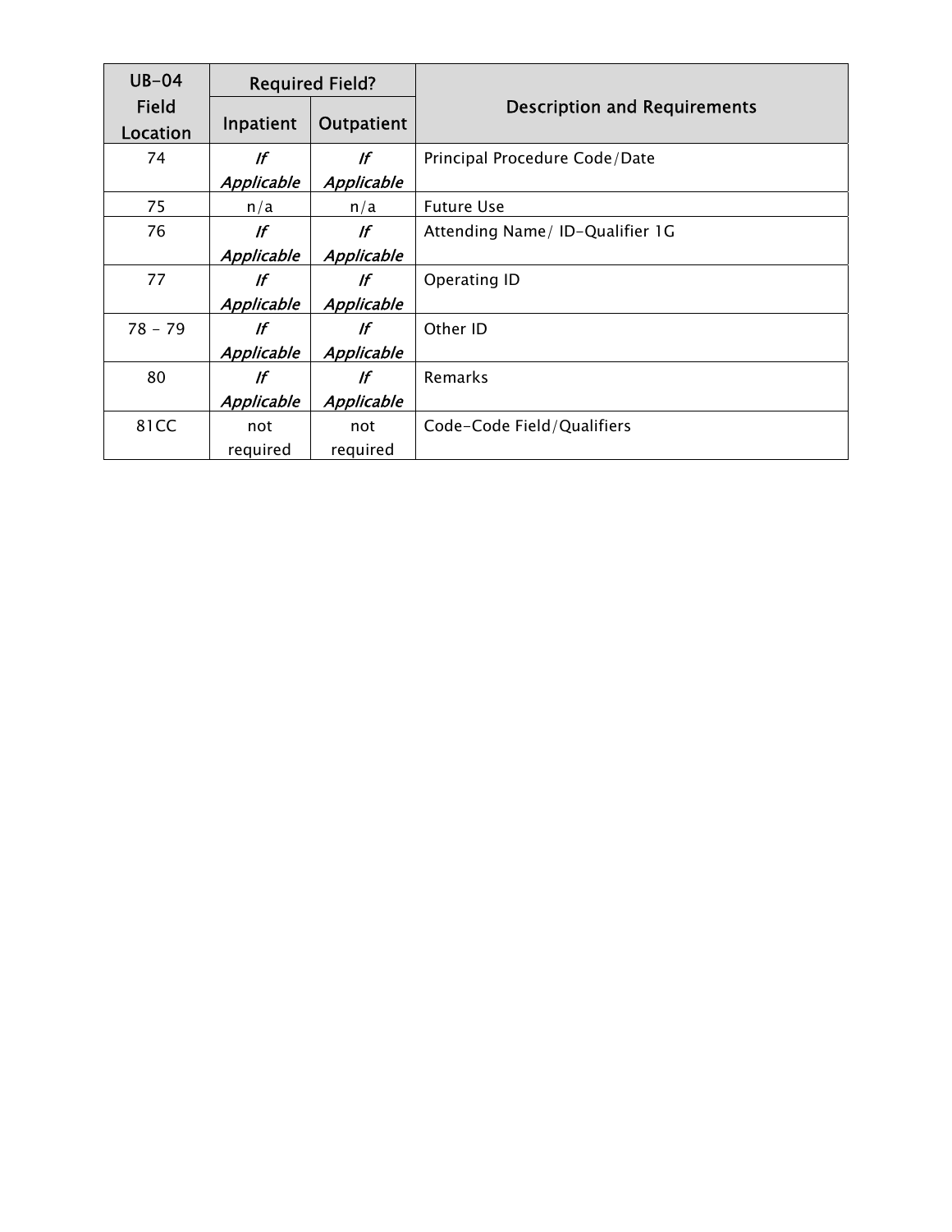| UB-04 Field Location | Required Field? | | Description and Requirements |
|---|---|---|---|
| | Inpatient | Outpatient | |
| 74 | *If Applicable* | *If Applicable* | Principal Procedure Code/Date |
| 75 | n/a | n/a | Future Use |
| 76 | *If Applicable* | *If Applicable* | Attending Name/ ID-Qualifier 1G |
| 77 | *If Applicable* | *If Applicable* | Operating ID |
| 78 - 79 | *If Applicable* | *If Applicable* | Other ID |
| 80 | *If Applicable* | *If Applicable* | Remarks |
| 81CC | not required | not required | Code-Code Field/Qualifiers |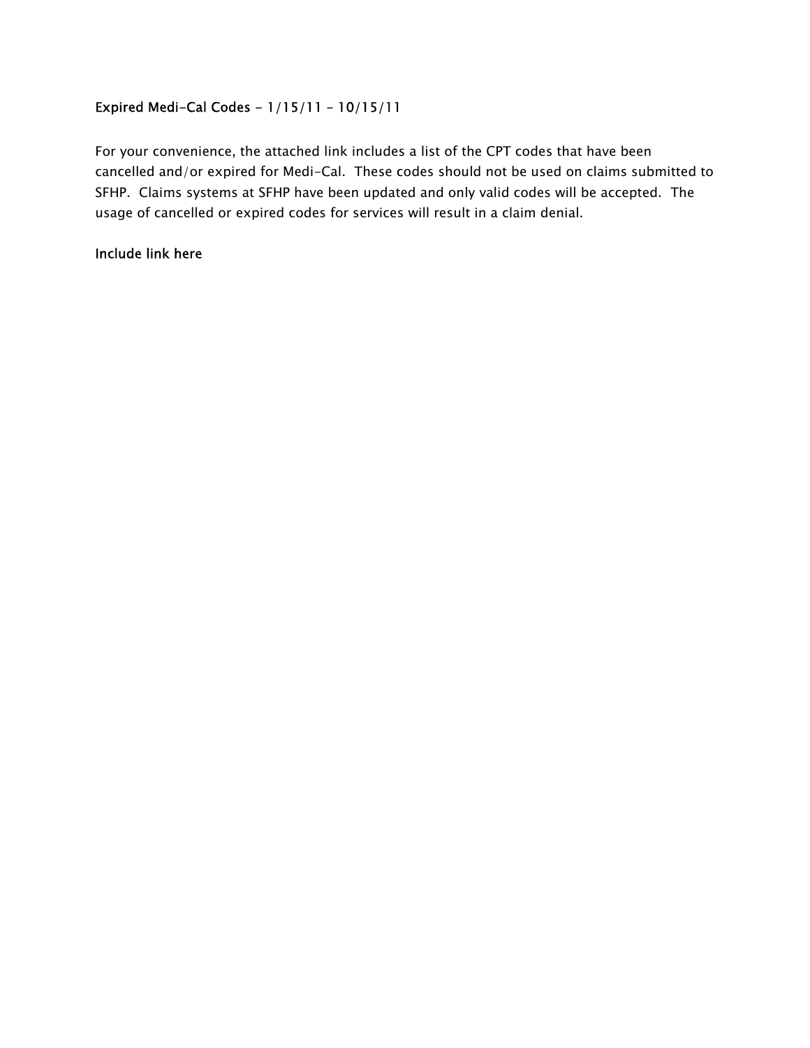## Expired Medi-Cal Codes - 1/15/11 – 10/15/11

For your convenience, the attached link includes a list of the CPT codes that have been cancelled and/or expired for Medi-Cal. These codes should not be used on claims submitted to SFHP. Claims systems at SFHP have been updated and only valid codes will be accepted. The usage of cancelled or expired codes for services will result in a claim denial.

Include link here